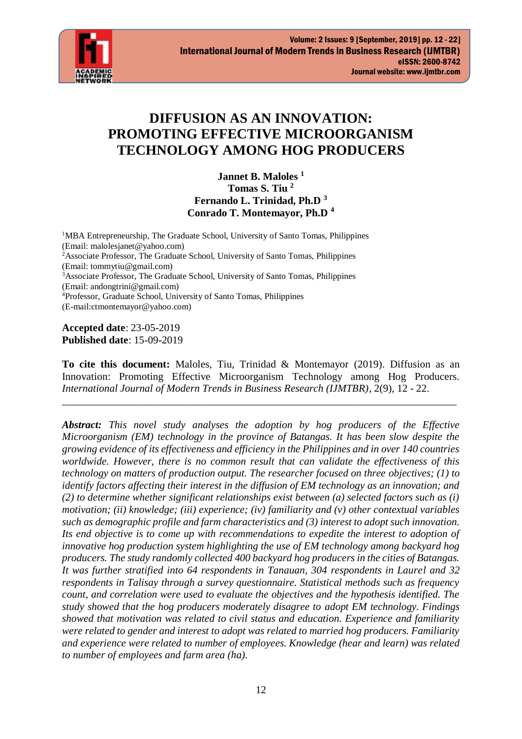# DIFFUSION AS AN INNOVATION: PROMOTING EFFECTIVE MICROORGANISM TECHNOLOGY AMONG HOG PRODUCERS

**Jannet B. Maloles [1]**
**Tomas S. Tiu [2]**
**Fernando L. Trinidad, Ph.D [3]**
**Conrado T. Montemayor, Ph.D [4]**

[1]MBA Entrepreneurship, The Graduate School, University of Santo Tomas, Philippines
(Email: malolesjanet@yahoo.com)
[2]Associate Professor, The Graduate School, University of Santo Tomas, Philippines
(Email: tommytiu@gmail.com)
[3]Associate Professor, The Graduate School, University of Santo Tomas, Philippines
(Email: andongtrini@gmail.com)
[4]Professor, Graduate School, University of Santo Tomas, Philippines
(E-mail:ctmontemayor@yahoo.com)

**Accepted date**: 23-05-2019
**Published date**: 15-09-2019

**To cite this document:** Maloles, Tiu, Trinidad & Montemayor (2019). Diffusion as an Innovation: Promoting Effective Microorganism Technology among Hog Producers. *International Journal of Modern Trends in Business Research (IJMTBR)*, 2(9), 12 - 22.

---

***Abstract:*** *This novel study analyses the adoption by hog producers of the Effective Microorganism (EM) technology in the province of Batangas. It has been slow despite the growing evidence of its effectiveness and efficiency in the Philippines and in over 140 countries worldwide. However, there is no common result that can validate the effectiveness of this technology on matters of production output. The researcher focused on three objectives; (1) to identify factors affecting their interest in the diffusion of EM technology as an innovation; and (2) to determine whether significant relationships exist between (a) selected factors such as (i) motivation; (ii) knowledge; (iii) experience; (iv) familiarity and (v) other contextual variables such as demographic profile and farm characteristics and (3) interest to adopt such innovation. Its end objective is to come up with recommendations to expedite the interest to adoption of innovative hog production system highlighting the use of EM technology among backyard hog producers. The study randomly collected 400 backyard hog producers in the cities of Batangas. It was further stratified into 64 respondents in Tanauan, 304 respondents in Laurel and 32 respondents in Talisay through a survey questionnaire. Statistical methods such as frequency count, and correlation were used to evaluate the objectives and the hypothesis identified. The study showed that the hog producers moderately disagree to adopt EM technology. Findings showed that motivation was related to civil status and education. Experience and familiarity were related to gender and interest to adopt was related to married hog producers. Familiarity and experience were related to number of employees. Knowledge (hear and learn) was related to number of employees and farm area (ha).*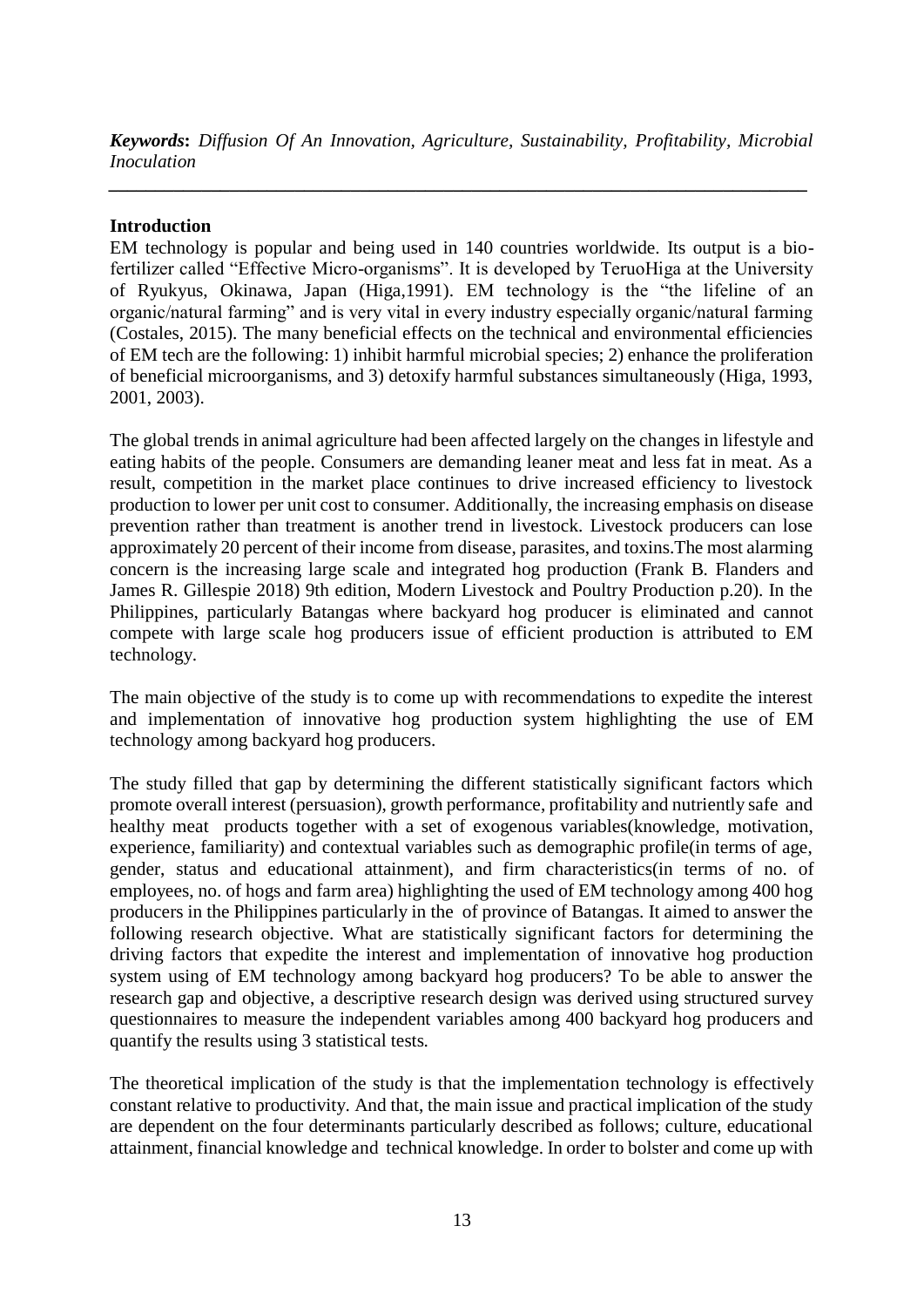***Keywords*: *Diffusion Of An Innovation, Agriculture, Sustainability, Profitability, Microbial Inoculation***

---

**Introduction**

EM technology is popular and being used in 140 countries worldwide. Its output is a bio-fertilizer called "Effective Micro-organisms". It is developed by TeruoHiga at the University of Ryukyus, Okinawa, Japan (Higa,1991). EM technology is the "the lifeline of an organic/natural farming" and is very vital in every industry especially organic/natural farming (Costales, 2015). The many beneficial effects on the technical and environmental efficiencies of EM tech are the following: 1) inhibit harmful microbial species; 2) enhance the proliferation of beneficial microorganisms, and 3) detoxify harmful substances simultaneously (Higa, 1993, 2001, 2003).

The global trends in animal agriculture had been affected largely on the changes in lifestyle and eating habits of the people. Consumers are demanding leaner meat and less fat in meat. As a result, competition in the market place continues to drive increased efficiency to livestock production to lower per unit cost to consumer. Additionally, the increasing emphasis on disease prevention rather than treatment is another trend in livestock. Livestock producers can lose approximately 20 percent of their income from disease, parasites, and toxins.The most alarming concern is the increasing large scale and integrated hog production (Frank B. Flanders and James R. Gillespie 2018) 9th edition, Modern Livestock and Poultry Production p.20). In the Philippines, particularly Batangas where backyard hog producer is eliminated and cannot compete with large scale hog producers issue of efficient production is attributed to EM technology.

The main objective of the study is to come up with recommendations to expedite the interest and implementation of innovative hog production system highlighting the use of EM technology among backyard hog producers.

The study filled that gap by determining the different statistically significant factors which promote overall interest (persuasion), growth performance, profitability and nutriently safe and healthy meat products together with a set of exogenous variables(knowledge, motivation, experience, familiarity) and contextual variables such as demographic profile(in terms of age, gender, status and educational attainment), and firm characteristics(in terms of no. of employees, no. of hogs and farm area) highlighting the used of EM technology among 400 hog producers in the Philippines particularly in the of province of Batangas. It aimed to answer the following research objective. What are statistically significant factors for determining the driving factors that expedite the interest and implementation of innovative hog production system using of EM technology among backyard hog producers? To be able to answer the research gap and objective, a descriptive research design was derived using structured survey questionnaires to measure the independent variables among 400 backyard hog producers and quantify the results using 3 statistical tests.

The theoretical implication of the study is that the implementation technology is effectively constant relative to productivity. And that, the main issue and practical implication of the study are dependent on the four determinants particularly described as follows; culture, educational attainment, financial knowledge and technical knowledge. In order to bolster and come up with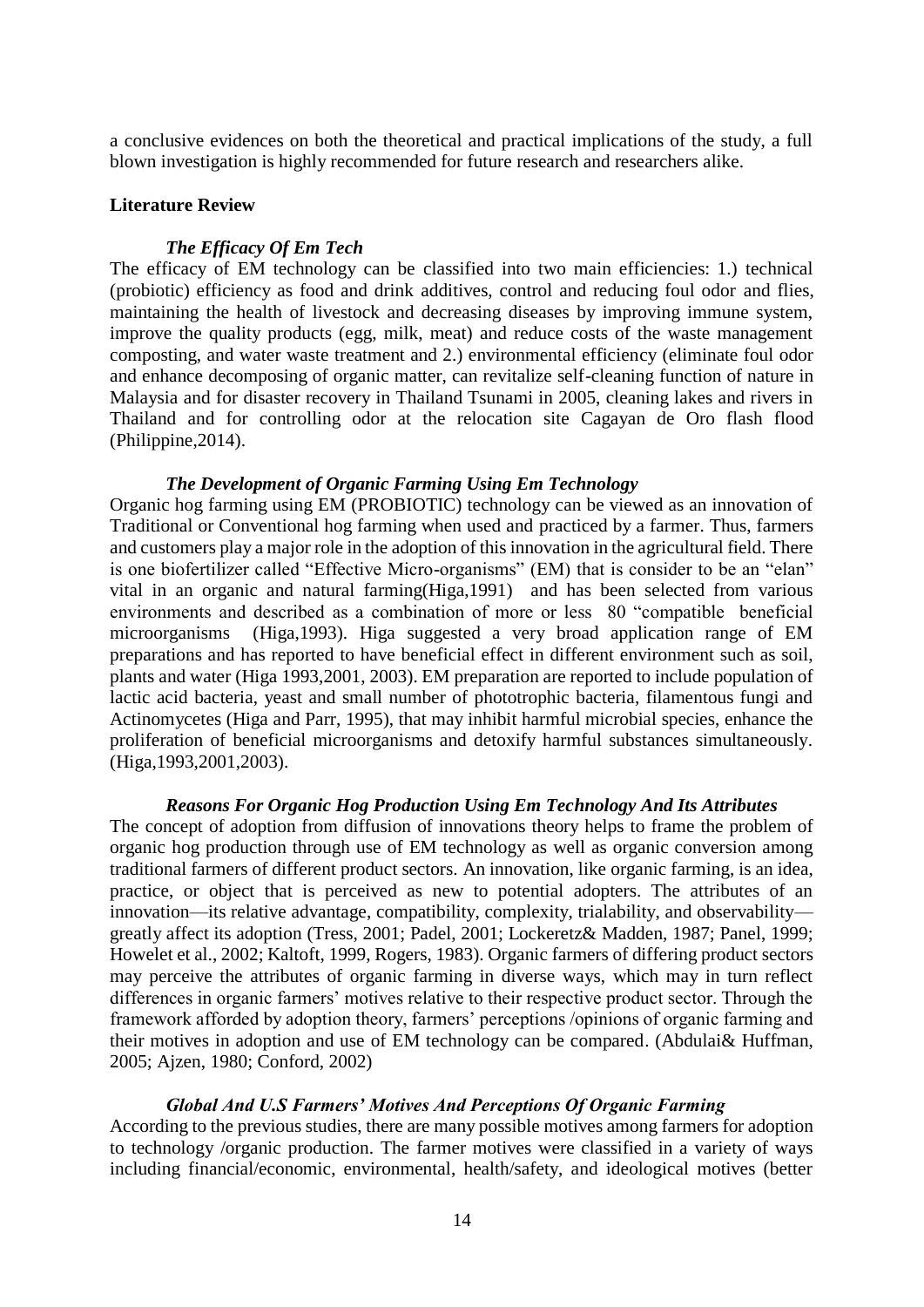a conclusive evidences on both the theoretical and practical implications of the study, a full blown investigation is highly recommended for future research and researchers alike.

## Literature Review

### *The Efficacy Of Em Tech*

The efficacy of EM technology can be classified into two main efficiencies: 1.) technical (probiotic) efficiency as food and drink additives, control and reducing foul odor and flies, maintaining the health of livestock and decreasing diseases by improving immune system, improve the quality products (egg, milk, meat) and reduce costs of the waste management composting, and water waste treatment and 2.) environmental efficiency (eliminate foul odor and enhance decomposing of organic matter, can revitalize self-cleaning function of nature in Malaysia and for disaster recovery in Thailand Tsunami in 2005, cleaning lakes and rivers in Thailand and for controlling odor at the relocation site Cagayan de Oro flash flood (Philippine,2014).

### *The Development of Organic Farming Using Em Technology*

Organic hog farming using EM (PROBIOTIC) technology can be viewed as an innovation of Traditional or Conventional hog farming when used and practiced by a farmer. Thus, farmers and customers play a major role in the adoption of this innovation in the agricultural field. There is one biofertilizer called "Effective Micro-organisms" (EM) that is consider to be an "elan" vital in an organic and natural farming(Higa,1991) and has been selected from various environments and described as a combination of more or less 80 "compatible beneficial microorganisms (Higa,1993). Higa suggested a very broad application range of EM preparations and has reported to have beneficial effect in different environment such as soil, plants and water (Higa 1993,2001, 2003). EM preparation are reported to include population of lactic acid bacteria, yeast and small number of phototrophic bacteria, filamentous fungi and Actinomycetes (Higa and Parr, 1995), that may inhibit harmful microbial species, enhance the proliferation of beneficial microorganisms and detoxify harmful substances simultaneously. (Higa,1993,2001,2003).

### *Reasons For Organic Hog Production Using Em Technology And Its Attributes*

The concept of adoption from diffusion of innovations theory helps to frame the problem of organic hog production through use of EM technology as well as organic conversion among traditional farmers of different product sectors. An innovation, like organic farming, is an idea, practice, or object that is perceived as new to potential adopters. The attributes of an innovation—its relative advantage, compatibility, complexity, trialability, and observability—greatly affect its adoption (Tress, 2001; Padel, 2001; Lockeretz& Madden, 1987; Panel, 1999; Howelet et al., 2002; Kaltoft, 1999, Rogers, 1983). Organic farmers of differing product sectors may perceive the attributes of organic farming in diverse ways, which may in turn reflect differences in organic farmers' motives relative to their respective product sector. Through the framework afforded by adoption theory, farmers' perceptions /opinions of organic farming and their motives in adoption and use of EM technology can be compared. (Abdulai& Huffman, 2005; Ajzen, 1980; Conford, 2002)

### *Global And U.S Farmers' Motives And Perceptions Of Organic Farming*

According to the previous studies, there are many possible motives among farmers for adoption to technology /organic production. The farmer motives were classified in a variety of ways including financial/economic, environmental, health/safety, and ideological motives (better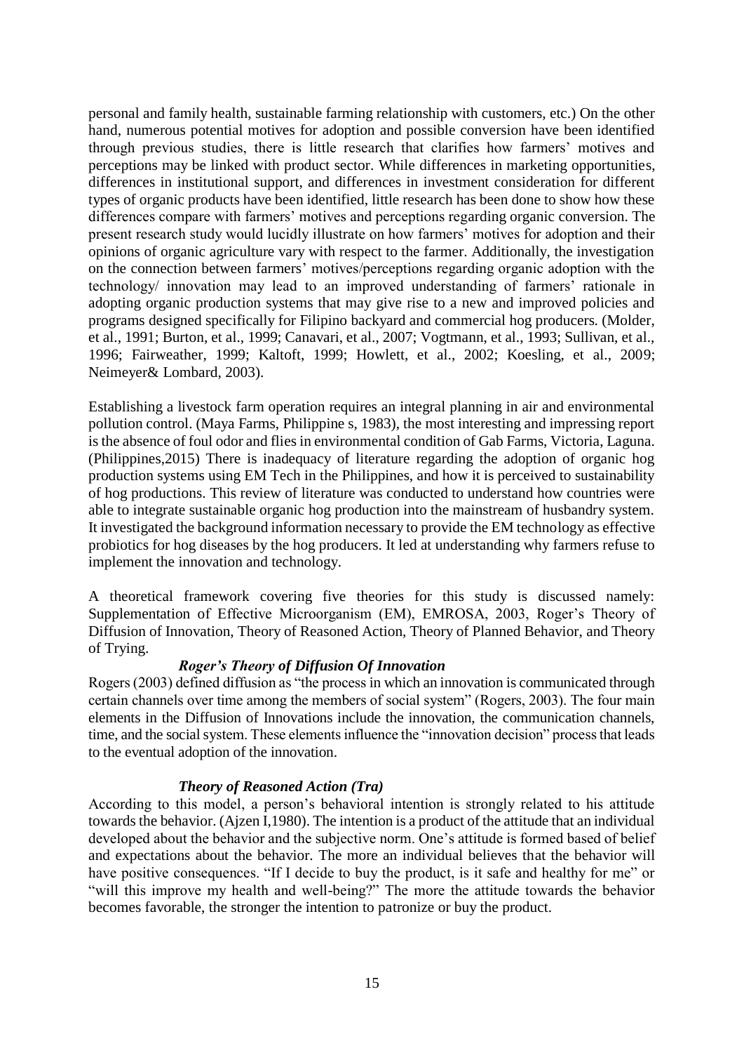personal and family health, sustainable farming relationship with customers, etc.) On the other hand, numerous potential motives for adoption and possible conversion have been identified through previous studies, there is little research that clarifies how farmers' motives and perceptions may be linked with product sector. While differences in marketing opportunities, differences in institutional support, and differences in investment consideration for different types of organic products have been identified, little research has been done to show how these differences compare with farmers' motives and perceptions regarding organic conversion. The present research study would lucidly illustrate on how farmers' motives for adoption and their opinions of organic agriculture vary with respect to the farmer. Additionally, the investigation on the connection between farmers' motives/perceptions regarding organic adoption with the technology/ innovation may lead to an improved understanding of farmers' rationale in adopting organic production systems that may give rise to a new and improved policies and programs designed specifically for Filipino backyard and commercial hog producers. (Molder, et al., 1991; Burton, et al., 1999; Canavari, et al., 2007; Vogtmann, et al., 1993; Sullivan, et al., 1996; Fairweather, 1999; Kaltoft, 1999; Howlett, et al., 2002; Koesling, et al., 2009; Neimeyer& Lombard, 2003).

Establishing a livestock farm operation requires an integral planning in air and environmental pollution control. (Maya Farms, Philippine s, 1983), the most interesting and impressing report is the absence of foul odor and flies in environmental condition of Gab Farms, Victoria, Laguna. (Philippines,2015) There is inadequacy of literature regarding the adoption of organic hog production systems using EM Tech in the Philippines, and how it is perceived to sustainability of hog productions. This review of literature was conducted to understand how countries were able to integrate sustainable organic hog production into the mainstream of husbandry system. It investigated the background information necessary to provide the EM technology as effective probiotics for hog diseases by the hog producers. It led at understanding why farmers refuse to implement the innovation and technology.

A theoretical framework covering five theories for this study is discussed namely: Supplementation of Effective Microorganism (EM), EMROSA, 2003, Roger's Theory of Diffusion of Innovation, Theory of Reasoned Action, Theory of Planned Behavior, and Theory of Trying.

### *Roger's Theory of Diffusion Of Innovation*

Rogers (2003) defined diffusion as "the process in which an innovation is communicated through certain channels over time among the members of social system" (Rogers, 2003). The four main elements in the Diffusion of Innovations include the innovation, the communication channels, time, and the social system. These elements influence the "innovation decision" process that leads to the eventual adoption of the innovation.

### *Theory of Reasoned Action (Tra)*

According to this model, a person's behavioral intention is strongly related to his attitude towards the behavior. (Ajzen I,1980). The intention is a product of the attitude that an individual developed about the behavior and the subjective norm. One's attitude is formed based of belief and expectations about the behavior. The more an individual believes that the behavior will have positive consequences. "If I decide to buy the product, is it safe and healthy for me" or "will this improve my health and well-being?" The more the attitude towards the behavior becomes favorable, the stronger the intention to patronize or buy the product.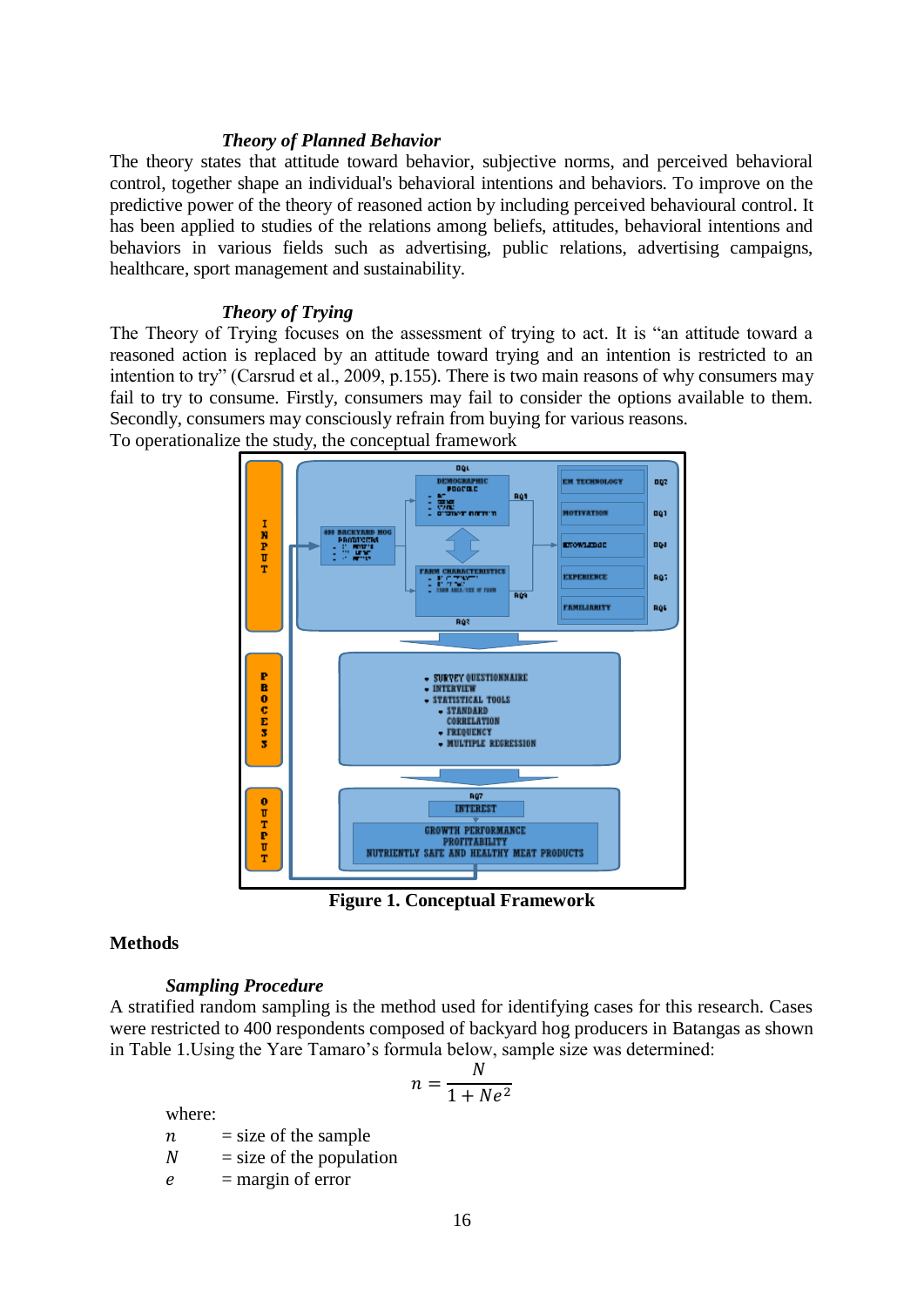### *Theory of Planned Behavior*

The theory states that attitude toward behavior, subjective norms, and perceived behavioral control, together shape an individual's behavioral intentions and behaviors. To improve on the predictive power of the theory of reasoned action by including perceived behavioural control. It has been applied to studies of the relations among beliefs, attitudes, behavioral intentions and behaviors in various fields such as advertising, public relations, advertising campaigns, healthcare, sport management and sustainability.

### *Theory of Trying*

The Theory of Trying focuses on the assessment of trying to act. It is "an attitude toward a reasoned action is replaced by an attitude toward trying and an intention is restricted to an intention to try" (Carsrud et al., 2009, p.155). There is two main reasons of why consumers may fail to try to consume. Firstly, consumers may fail to consider the options available to them. Secondly, consumers may consciously refrain from buying for various reasons.

To operationalize the study, the conceptual framework

**Figure 1. Conceptual Framework**

## Methods

### *Sampling Procedure*

A stratified random sampling is the method used for identifying cases for this research. Cases were restricted to 400 respondents composed of backyard hog producers in Batangas as shown in Table 1.Using the Yare Tamaro's formula below, sample size was determined:

$$n = \frac{N}{1 + Ne^2}$$

where:

$n$ = size of the sample

$N$ = size of the population

$e$ = margin of error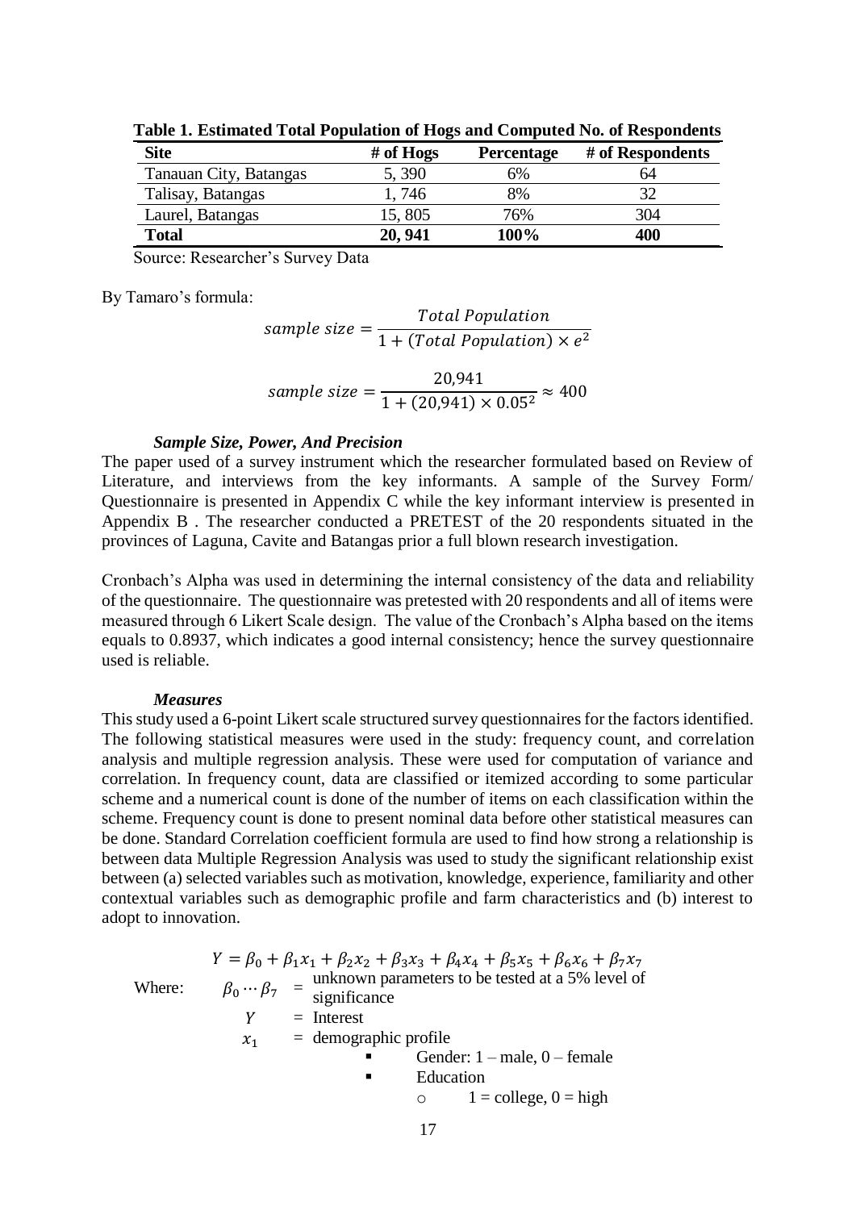**Table 1. Estimated Total Population of Hogs and Computed No. of Respondents**

| Site | # of Hogs | Percentage | # of Respondents |
|---|---|---|---|
| Tanauan City, Batangas | 5, 390 | 6% | 64 |
| Talisay, Batangas | 1, 746 | 8% | 32 |
| Laurel, Batangas | 15, 805 | 76% | 304 |
| **Total** | **20, 941** | **100%** | **400** |

Source: Researcher's Survey Data

By Tamaro's formula:

$$sample\ size = \frac{Total\ Population}{1 + (Total\ Population) \times e^2}$$

$$sample\ size = \frac{20{,}941}{1 + (20{,}941) \times 0.05^2} \approx 400$$

### *Sample Size, Power, And Precision*

The paper used of a survey instrument which the researcher formulated based on Review of Literature, and interviews from the key informants. A sample of the Survey Form/ Questionnaire is presented in Appendix C while the key informant interview is presented in Appendix B . The researcher conducted a PRETEST of the 20 respondents situated in the provinces of Laguna, Cavite and Batangas prior a full blown research investigation.

Cronbach's Alpha was used in determining the internal consistency of the data and reliability of the questionnaire. The questionnaire was pretested with 20 respondents and all of items were measured through 6 Likert Scale design. The value of the Cronbach's Alpha based on the items equals to 0.8937, which indicates a good internal consistency; hence the survey questionnaire used is reliable.

### *Measures*

This study used a 6-point Likert scale structured survey questionnaires for the factors identified. The following statistical measures were used in the study: frequency count, and correlation analysis and multiple regression analysis. These were used for computation of variance and correlation. In frequency count, data are classified or itemized according to some particular scheme and a numerical count is done of the number of items on each classification within the scheme. Frequency count is done to present nominal data before other statistical measures can be done. Standard Correlation coefficient formula are used to find how strong a relationship is between data Multiple Regression Analysis was used to study the significant relationship exist between (a) selected variables such as motivation, knowledge, experience, familiarity and other contextual variables such as demographic profile and farm characteristics and (b) interest to adopt to innovation.

$$Y = \beta_0 + \beta_1 x_1 + \beta_2 x_2 + \beta_3 x_3 + \beta_4 x_4 + \beta_5 x_5 + \beta_6 x_6 + \beta_7 x_7$$

Where:

$\beta_0 \cdots \beta_7$ = unknown parameters to be tested at a 5% level of significance

$Y$ = Interest

$x_1$ = demographic profile

- Gender: 1 – male, 0 – female
- Education
  - 1 = college, 0 = high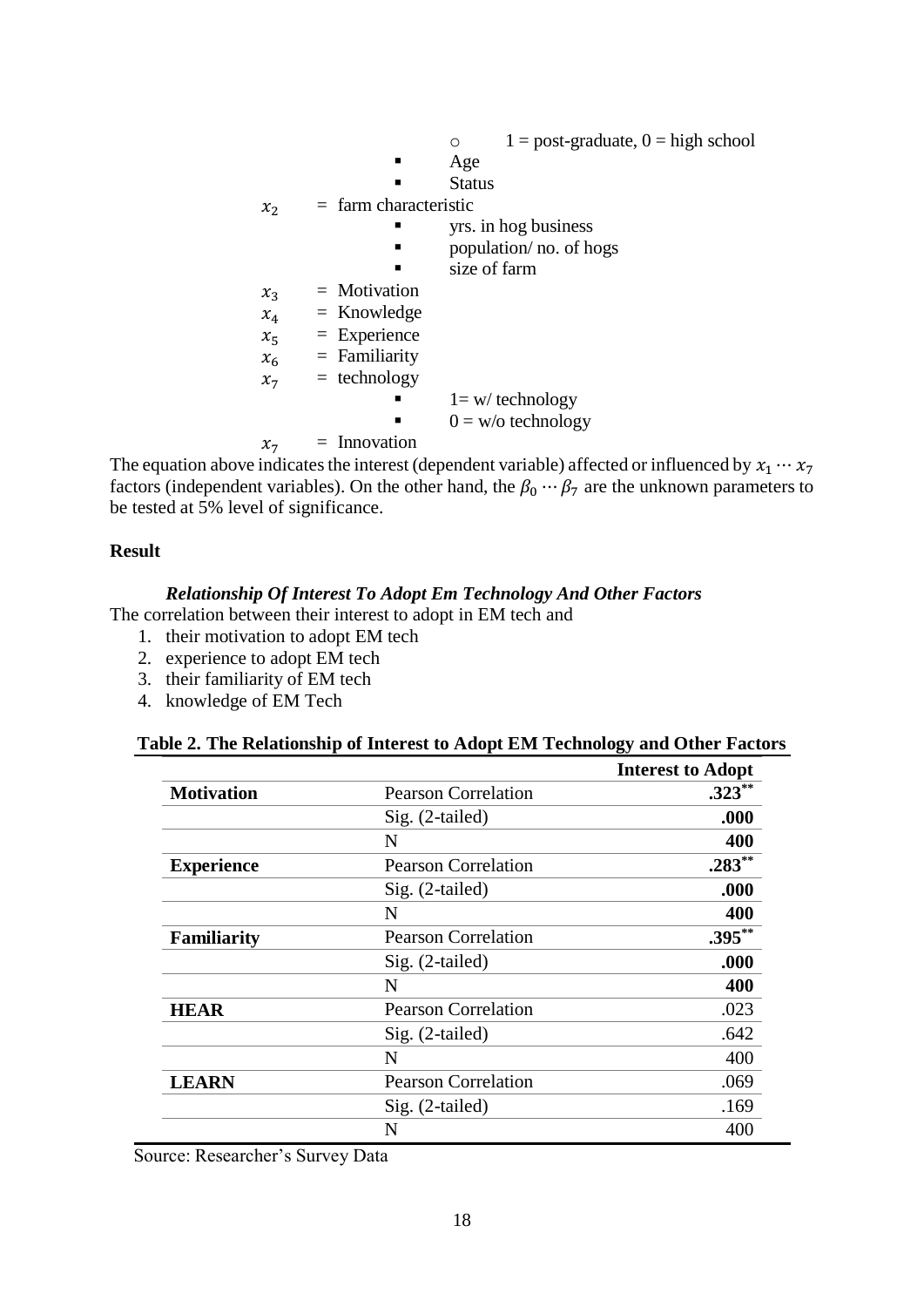- $1$ = post-graduate, $0$ = high school
    - Age
    - Status

$x_2$ = farm characteristic

- yrs. in hog business
- population/ no. of hogs
- size of farm

$x_3$ = Motivation
$x_4$ = Knowledge
$x_5$ = Experience
$x_6$ = Familiarity
$x_7$ = technology

- 1= w/ technology
- 0 = w/o technology

$x_7$ = Innovation

The equation above indicates the interest (dependent variable) affected or influenced by $x_1 \cdots x_7$ factors (independent variables). On the other hand, the $\beta_0 \cdots \beta_7$ are the unknown parameters to be tested at 5% level of significance.

**Result**

***Relationship Of Interest To Adopt Em Technology And Other Factors***

The correlation between their interest to adopt in EM tech and

1. their motivation to adopt EM tech
2. experience to adopt EM tech
3. their familiarity of EM tech
4. knowledge of EM Tech

**Table 2. The Relationship of Interest to Adopt EM Technology and Other Factors**

| | | **Interest to Adopt** |
|---|---|---|
| **Motivation** | Pearson Correlation | **.323**\*\* |
| | Sig. (2-tailed) | **.000** |
| | N | **400** |
| **Experience** | Pearson Correlation | **.283**\*\* |
| | Sig. (2-tailed) | **.000** |
| | N | **400** |
| **Familiarity** | Pearson Correlation | **.395**\*\* |
| | Sig. (2-tailed) | **.000** |
| | N | **400** |
| **HEAR** | Pearson Correlation | .023 |
| | Sig. (2-tailed) | .642 |
| | N | 400 |
| **LEARN** | Pearson Correlation | .069 |
| | Sig. (2-tailed) | .169 |
| | N | 400 |

Source: Researcher's Survey Data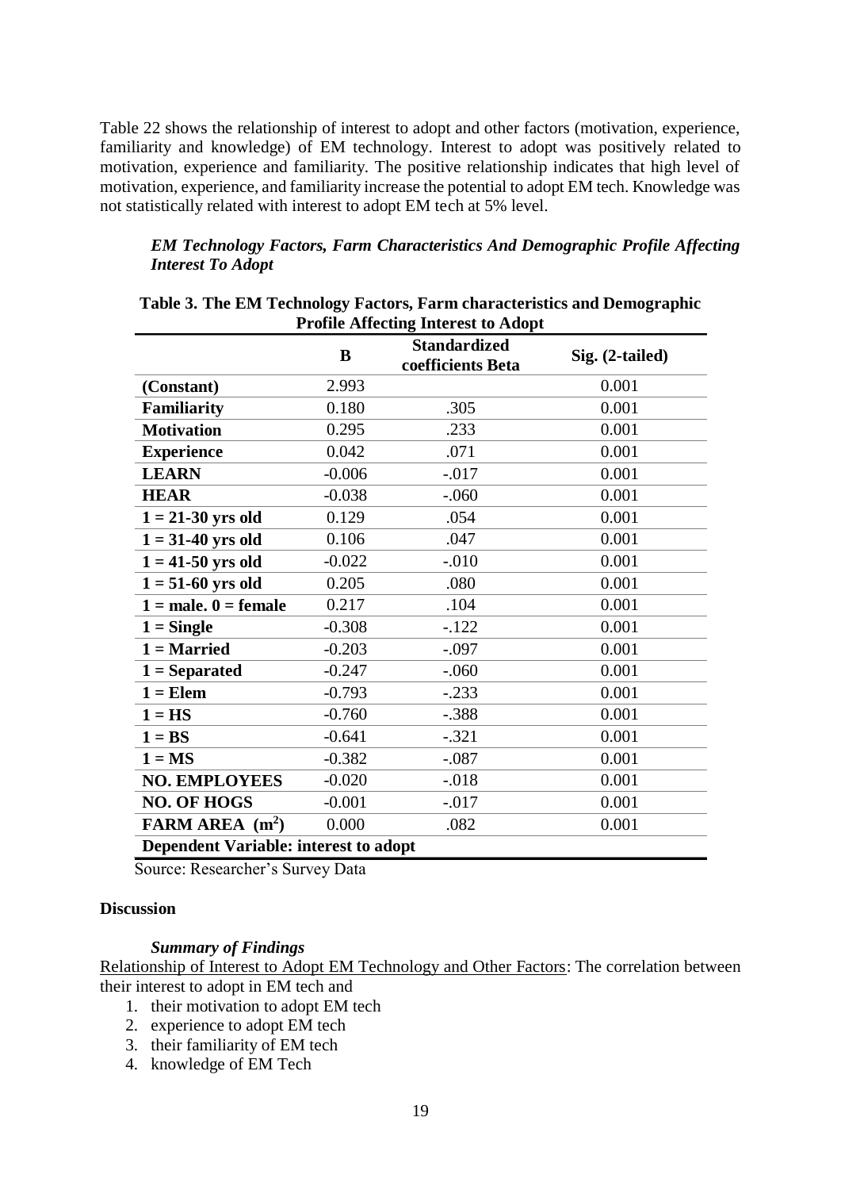Table 22 shows the relationship of interest to adopt and other factors (motivation, experience, familiarity and knowledge) of EM technology. Interest to adopt was positively related to motivation, experience and familiarity. The positive relationship indicates that high level of motivation, experience, and familiarity increase the potential to adopt EM tech. Knowledge was not statistically related with interest to adopt EM tech at 5% level.

### *EM Technology Factors, Farm Characteristics And Demographic Profile Affecting Interest To Adopt*

**Table 3. The EM Technology Factors, Farm characteristics and Demographic Profile Affecting Interest to Adopt**

| | B | Standardized coefficients Beta | Sig. (2-tailed) |
|---|---|---|---|
| **(Constant)** | 2.993 | | 0.001 |
| **Familiarity** | 0.180 | .305 | 0.001 |
| **Motivation** | 0.295 | .233 | 0.001 |
| **Experience** | 0.042 | .071 | 0.001 |
| **LEARN** | -0.006 | -.017 | 0.001 |
| **HEAR** | -0.038 | -.060 | 0.001 |
| **1 = 21-30 yrs old** | 0.129 | .054 | 0.001 |
| **1 = 31-40 yrs old** | 0.106 | .047 | 0.001 |
| **1 = 41-50 yrs old** | -0.022 | -.010 | 0.001 |
| **1 = 51-60 yrs old** | 0.205 | .080 | 0.001 |
| **1 = male. 0 = female** | 0.217 | .104 | 0.001 |
| **1 = Single** | -0.308 | -.122 | 0.001 |
| **1 = Married** | -0.203 | -.097 | 0.001 |
| **1 = Separated** | -0.247 | -.060 | 0.001 |
| **1 = Elem** | -0.793 | -.233 | 0.001 |
| **1 = HS** | -0.760 | -.388 | 0.001 |
| **1 = BS** | -0.641 | -.321 | 0.001 |
| **1 = MS** | -0.382 | -.087 | 0.001 |
| **NO. EMPLOYEES** | -0.020 | -.018 | 0.001 |
| **NO. OF HOGS** | -0.001 | -.017 | 0.001 |
| **FARM AREA ($m^2$)** | 0.000 | .082 | 0.001 |
| **Dependent Variable: interest to adopt** | | | |

Source: Researcher's Survey Data

## Discussion

### *Summary of Findings*

Relationship of Interest to Adopt EM Technology and Other Factors: The correlation between their interest to adopt in EM tech and

1. their motivation to adopt EM tech
2. experience to adopt EM tech
3. their familiarity of EM tech
4. knowledge of EM Tech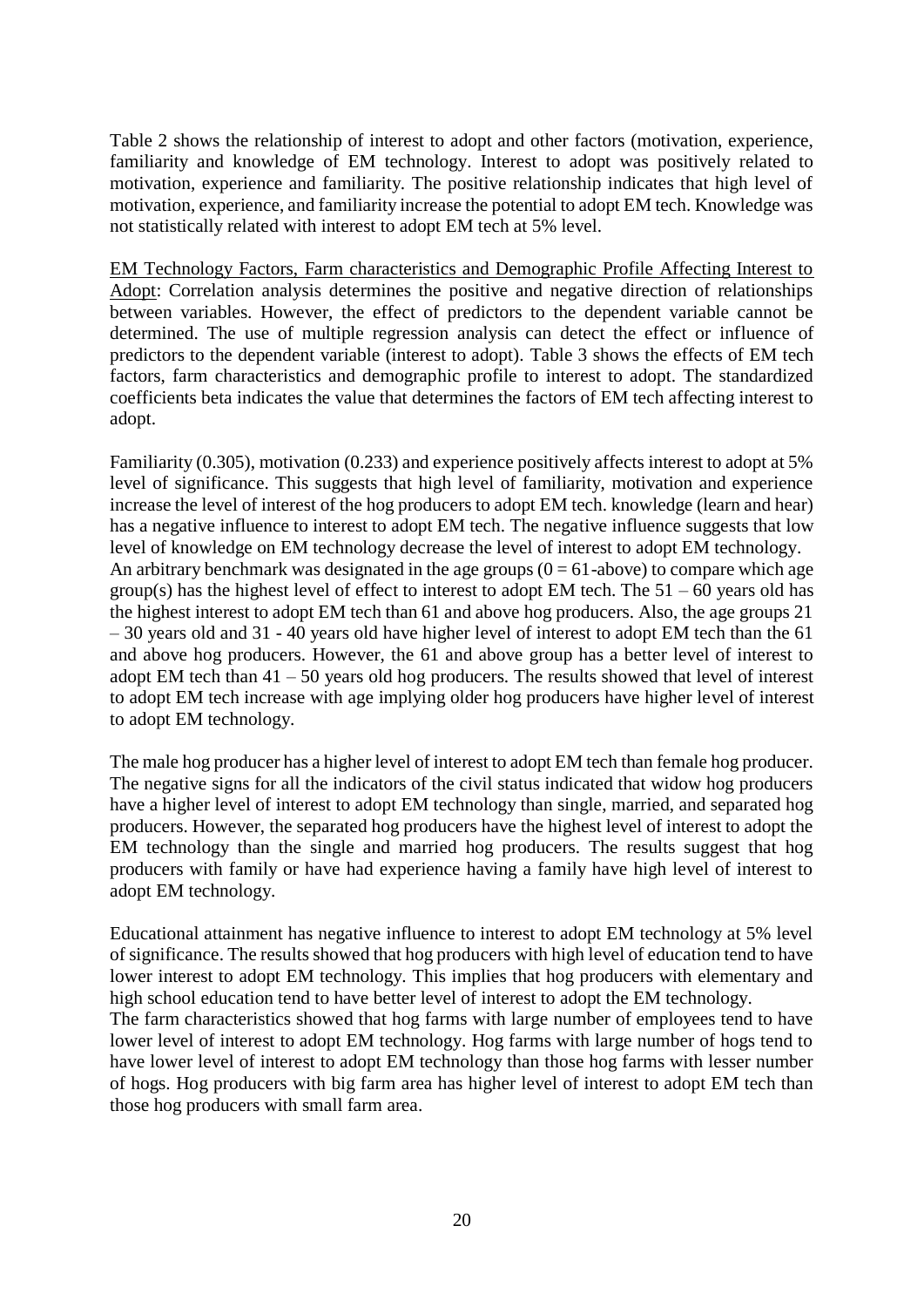Table 2 shows the relationship of interest to adopt and other factors (motivation, experience, familiarity and knowledge of EM technology. Interest to adopt was positively related to motivation, experience and familiarity. The positive relationship indicates that high level of motivation, experience, and familiarity increase the potential to adopt EM tech. Knowledge was not statistically related with interest to adopt EM tech at 5% level.

EM Technology Factors, Farm characteristics and Demographic Profile Affecting Interest to Adopt: Correlation analysis determines the positive and negative direction of relationships between variables. However, the effect of predictors to the dependent variable cannot be determined. The use of multiple regression analysis can detect the effect or influence of predictors to the dependent variable (interest to adopt). Table 3 shows the effects of EM tech factors, farm characteristics and demographic profile to interest to adopt. The standardized coefficients beta indicates the value that determines the factors of EM tech affecting interest to adopt.

Familiarity (0.305), motivation (0.233) and experience positively affects interest to adopt at 5% level of significance. This suggests that high level of familiarity, motivation and experience increase the level of interest of the hog producers to adopt EM tech. knowledge (learn and hear) has a negative influence to interest to adopt EM tech. The negative influence suggests that low level of knowledge on EM technology decrease the level of interest to adopt EM technology.
An arbitrary benchmark was designated in the age groups (0 = 61-above) to compare which age group(s) has the highest level of effect to interest to adopt EM tech. The 51 – 60 years old has the highest interest to adopt EM tech than 61 and above hog producers. Also, the age groups 21 – 30 years old and 31 - 40 years old have higher level of interest to adopt EM tech than the 61 and above hog producers. However, the 61 and above group has a better level of interest to adopt EM tech than 41 – 50 years old hog producers. The results showed that level of interest to adopt EM tech increase with age implying older hog producers have higher level of interest to adopt EM technology.

The male hog producer has a higher level of interest to adopt EM tech than female hog producer. The negative signs for all the indicators of the civil status indicated that widow hog producers have a higher level of interest to adopt EM technology than single, married, and separated hog producers. However, the separated hog producers have the highest level of interest to adopt the EM technology than the single and married hog producers. The results suggest that hog producers with family or have had experience having a family have high level of interest to adopt EM technology.

Educational attainment has negative influence to interest to adopt EM technology at 5% level of significance. The results showed that hog producers with high level of education tend to have lower interest to adopt EM technology. This implies that hog producers with elementary and high school education tend to have better level of interest to adopt the EM technology.
The farm characteristics showed that hog farms with large number of employees tend to have lower level of interest to adopt EM technology. Hog farms with large number of hogs tend to have lower level of interest to adopt EM technology than those hog farms with lesser number of hogs. Hog producers with big farm area has higher level of interest to adopt EM tech than those hog producers with small farm area.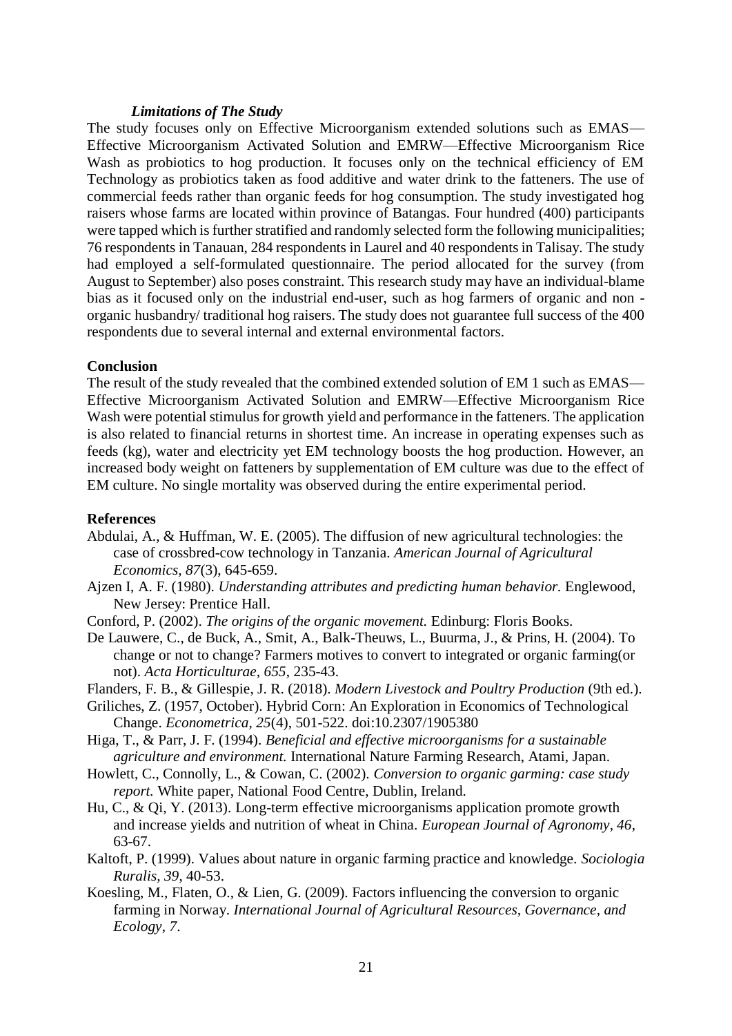### *Limitations of The Study*

The study focuses only on Effective Microorganism extended solutions such as EMAS—Effective Microorganism Activated Solution and EMRW—Effective Microorganism Rice Wash as probiotics to hog production. It focuses only on the technical efficiency of EM Technology as probiotics taken as food additive and water drink to the fatteners. The use of commercial feeds rather than organic feeds for hog consumption. The study investigated hog raisers whose farms are located within province of Batangas. Four hundred (400) participants were tapped which is further stratified and randomly selected form the following municipalities; 76 respondents in Tanauan, 284 respondents in Laurel and 40 respondents in Talisay. The study had employed a self-formulated questionnaire. The period allocated for the survey (from August to September) also poses constraint. This research study may have an individual-blame bias as it focused only on the industrial end-user, such as hog farmers of organic and non - organic husbandry/ traditional hog raisers. The study does not guarantee full success of the 400 respondents due to several internal and external environmental factors.

## Conclusion

The result of the study revealed that the combined extended solution of EM 1 such as EMAS—Effective Microorganism Activated Solution and EMRW—Effective Microorganism Rice Wash were potential stimulus for growth yield and performance in the fatteners. The application is also related to financial returns in shortest time. An increase in operating expenses such as feeds (kg), water and electricity yet EM technology boosts the hog production. However, an increased body weight on fatteners by supplementation of EM culture was due to the effect of EM culture. No single mortality was observed during the entire experimental period.

## References

Abdulai, A., & Huffman, W. E. (2005). The diffusion of new agricultural technologies: the case of crossbred-cow technology in Tanzania. *American Journal of Agricultural Economics, 87*(3), 645-659.

Ajzen I, A. F. (1980). *Understanding attributes and predicting human behavior.* Englewood, New Jersey: Prentice Hall.

Conford, P. (2002). *The origins of the organic movement.* Edinburg: Floris Books.

De Lauwere, C., de Buck, A., Smit, A., Balk-Theuws, L., Buurma, J., & Prins, H. (2004). To change or not to change? Farmers motives to convert to integrated or organic farming(or not). *Acta Horticulturae, 655*, 235-43.

Flanders, F. B., & Gillespie, J. R. (2018). *Modern Livestock and Poultry Production* (9th ed.).

Griliches, Z. (1957, October). Hybrid Corn: An Exploration in Economics of Technological Change. *Econometrica, 25*(4), 501-522. doi:10.2307/1905380

Higa, T., & Parr, J. F. (1994). *Beneficial and effective microorganisms for a sustainable agriculture and environment.* International Nature Farming Research, Atami, Japan.

Howlett, C., Connolly, L., & Cowan, C. (2002). *Conversion to organic garming: case study report.* White paper, National Food Centre, Dublin, Ireland.

Hu, C., & Qi, Y. (2013). Long-term effective microorganisms application promote growth and increase yields and nutrition of wheat in China. *European Journal of Agronomy, 46*, 63-67.

Kaltoft, P. (1999). Values about nature in organic farming practice and knowledge. *Sociologia Ruralis, 39*, 40-53.

Koesling, M., Flaten, O., & Lien, G. (2009). Factors influencing the conversion to organic farming in Norway. *International Journal of Agricultural Resources, Governance, and Ecology, 7*.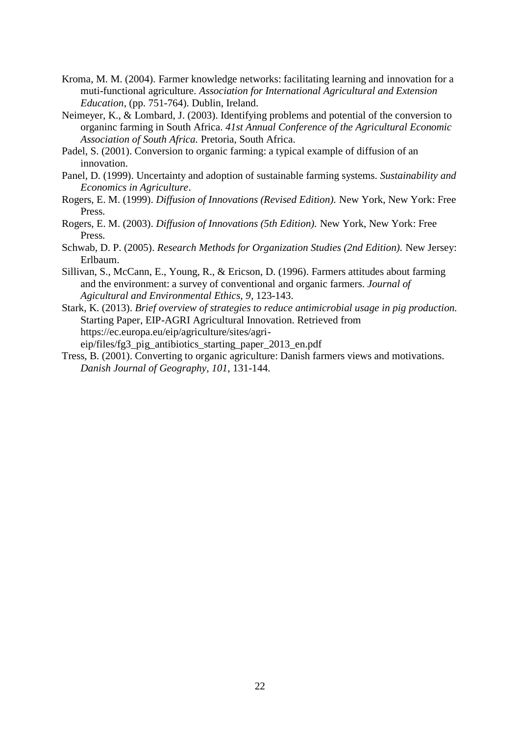Kroma, M. M. (2004). Farmer knowledge networks: facilitating learning and innovation for a muti-functional agriculture. *Association for International Agricultural and Extension Education*, (pp. 751-764). Dublin, Ireland.

Neimeyer, K., & Lombard, J. (2003). Identifying problems and potential of the conversion to organinc farming in South Africa. *41st Annual Conference of the Agricultural Economic Association of South Africa.* Pretoria, South Africa.

Padel, S. (2001). Conversion to organic farming: a typical example of diffusion of an innovation.

Panel, D. (1999). Uncertainty and adoption of sustainable farming systems. *Sustainability and Economics in Agriculture*.

Rogers, E. M. (1999). *Diffusion of Innovations (Revised Edition).* New York, New York: Free Press.

Rogers, E. M. (2003). *Diffusion of Innovations (5th Edition).* New York, New York: Free Press.

Schwab, D. P. (2005). *Research Methods for Organization Studies (2nd Edition).* New Jersey: Erlbaum.

Sillivan, S., McCann, E., Young, R., & Ericson, D. (1996). Farmers attitudes about farming and the environment: a survey of conventional and organic farmers. *Journal of Agicultural and Environmental Ethics, 9*, 123-143.

Stark, K. (2013). *Brief overview of strategies to reduce antimicrobial usage in pig production.* Starting Paper, EIP-AGRI Agricultural Innovation. Retrieved from https://ec.europa.eu/eip/agriculture/sites/agri-eip/files/fg3_pig_antibiotics_starting_paper_2013_en.pdf

Tress, B. (2001). Converting to organic agriculture: Danish farmers views and motivations. *Danish Journal of Geography, 101*, 131-144.